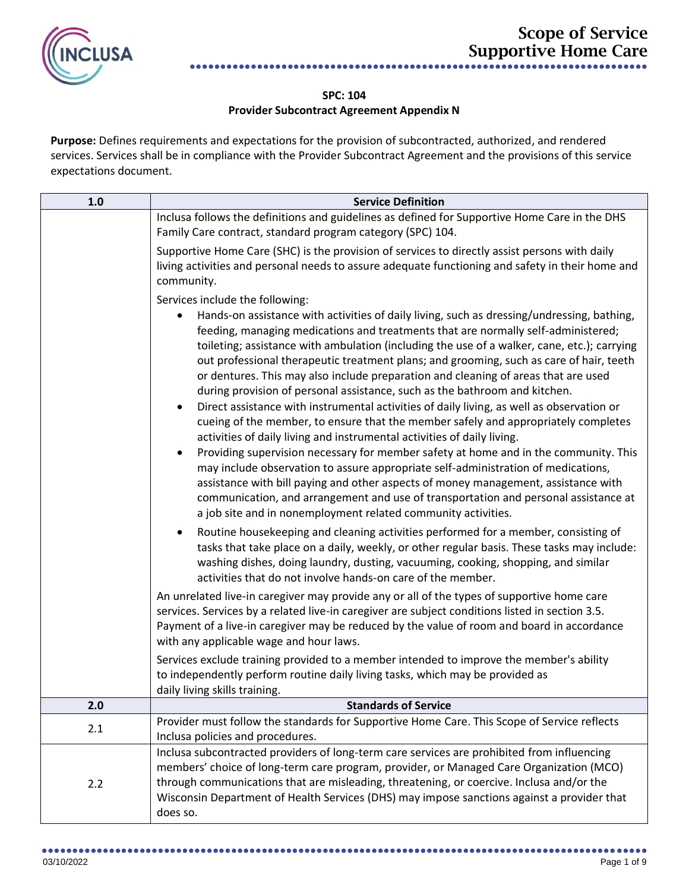# Scope of Service
# Supportive Home Care

**SPC: 104**
**Provider Subcontract Agreement Appendix N**

**Purpose:** Defines requirements and expectations for the provision of subcontracted, authorized, and rendered services. Services shall be in compliance with the Provider Subcontract Agreement and the provisions of this service expectations document.

| 1.0 | Service Definition |
|---|---|
| | Inclusa follows the definitions and guidelines as defined for Supportive Home Care in the DHS Family Care contract, standard program category (SPC) 104.<br><br>Supportive Home Care (SHC) is the provision of services to directly assist persons with daily living activities and personal needs to assure adequate functioning and safety in their home and community.<br><br>Services include the following:<br>• Hands-on assistance with activities of daily living, such as dressing/undressing, bathing, feeding, managing medications and treatments that are normally self-administered; toileting; assistance with ambulation (including the use of a walker, cane, etc.); carrying out professional therapeutic treatment plans; and grooming, such as care of hair, teeth or dentures. This may also include preparation and cleaning of areas that are used during provision of personal assistance, such as the bathroom and kitchen.<br>• Direct assistance with instrumental activities of daily living, as well as observation or cueing of the member, to ensure that the member safely and appropriately completes activities of daily living and instrumental activities of daily living.<br>• Providing supervision necessary for member safety at home and in the community. This may include observation to assure appropriate self-administration of medications, assistance with bill paying and other aspects of money management, assistance with communication, and arrangement and use of transportation and personal assistance at a job site and in nonemployment related community activities.<br>• Routine housekeeping and cleaning activities performed for a member, consisting of tasks that take place on a daily, weekly, or other regular basis. These tasks may include: washing dishes, doing laundry, dusting, vacuuming, cooking, shopping, and similar activities that do not involve hands-on care of the member.<br><br>An unrelated live-in caregiver may provide any or all of the types of supportive home care services. Services by a related live-in caregiver are subject conditions listed in section 3.5. Payment of a live-in caregiver may be reduced by the value of room and board in accordance with any applicable wage and hour laws.<br><br>Services exclude training provided to a member intended to improve the member's ability to independently perform routine daily living tasks, which may be provided as daily living skills training. |
| **2.0** | **Standards of Service** |
| 2.1 | Provider must follow the standards for Supportive Home Care. This Scope of Service reflects Inclusa policies and procedures. |
| 2.2 | Inclusa subcontracted providers of long-term care services are prohibited from influencing members' choice of long-term care program, provider, or Managed Care Organization (MCO) through communications that are misleading, threatening, or coercive. Inclusa and/or the Wisconsin Department of Health Services (DHS) may impose sanctions against a provider that does so. |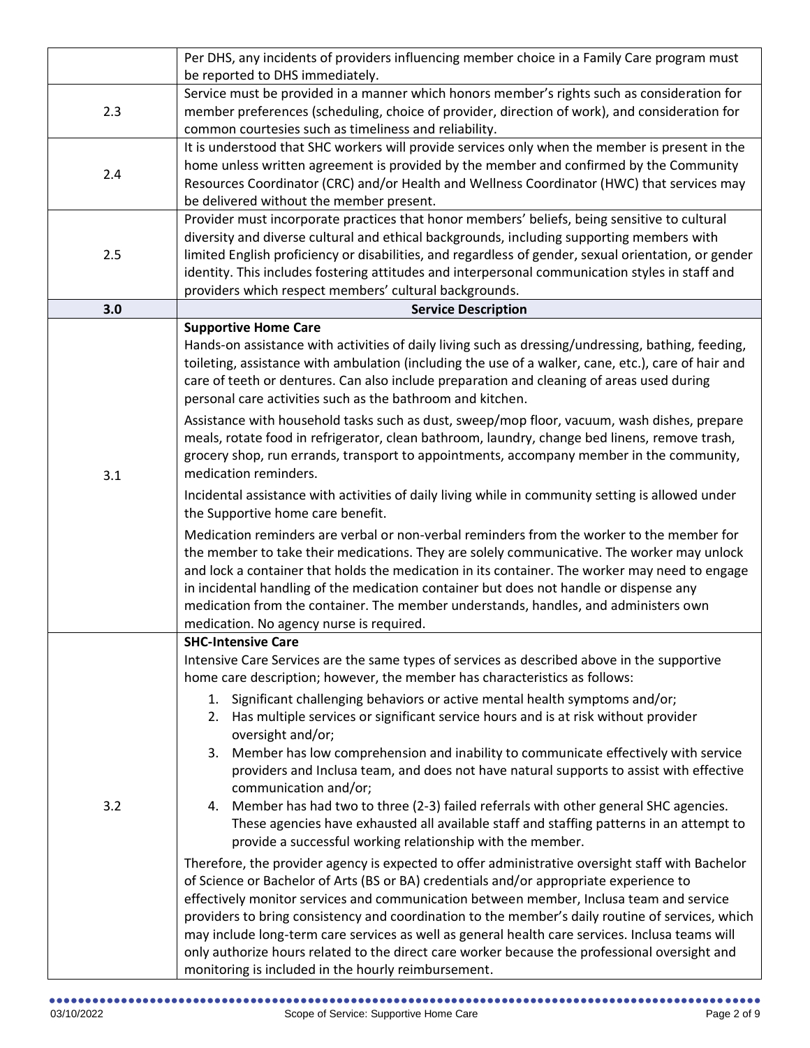| | |
|---|---|
| | Per DHS, any incidents of providers influencing member choice in a Family Care program must be reported to DHS immediately. |
| 2.3 | Service must be provided in a manner which honors member's rights such as consideration for member preferences (scheduling, choice of provider, direction of work), and consideration for common courtesies such as timeliness and reliability. |
| 2.4 | It is understood that SHC workers will provide services only when the member is present in the home unless written agreement is provided by the member and confirmed by the Community Resources Coordinator (CRC) and/or Health and Wellness Coordinator (HWC) that services may be delivered without the member present. |
| 2.5 | Provider must incorporate practices that honor members' beliefs, being sensitive to cultural diversity and diverse cultural and ethical backgrounds, including supporting members with limited English proficiency or disabilities, and regardless of gender, sexual orientation, or gender identity. This includes fostering attitudes and interpersonal communication styles in staff and providers which respect members' cultural backgrounds. |
| **3.0** | **Service Description** |
| 3.1 | **Supportive Home Care**<br>Hands-on assistance with activities of daily living such as dressing/undressing, bathing, feeding, toileting, assistance with ambulation (including the use of a walker, cane, etc.), care of hair and care of teeth or dentures. Can also include preparation and cleaning of areas used during personal care activities such as the bathroom and kitchen.<br><br>Assistance with household tasks such as dust, sweep/mop floor, vacuum, wash dishes, prepare meals, rotate food in refrigerator, clean bathroom, laundry, change bed linens, remove trash, grocery shop, run errands, transport to appointments, accompany member in the community, medication reminders.<br><br>Incidental assistance with activities of daily living while in community setting is allowed under the Supportive home care benefit.<br><br>Medication reminders are verbal or non-verbal reminders from the worker to the member for the member to take their medications. They are solely communicative. The worker may unlock and lock a container that holds the medication in its container. The worker may need to engage in incidental handling of the medication container but does not handle or dispense any medication from the container. The member understands, handles, and administers own medication. No agency nurse is required. |
| 3.2 | **SHC-Intensive Care**<br>Intensive Care Services are the same types of services as described above in the supportive home care description; however, the member has characteristics as follows:<br><br>1. Significant challenging behaviors or active mental health symptoms and/or;<br>2. Has multiple services or significant service hours and is at risk without provider oversight and/or;<br>3. Member has low comprehension and inability to communicate effectively with service providers and Inclusa team, and does not have natural supports to assist with effective communication and/or;<br>4. Member has had two to three (2-3) failed referrals with other general SHC agencies. These agencies have exhausted all available staff and staffing patterns in an attempt to provide a successful working relationship with the member.<br><br>Therefore, the provider agency is expected to offer administrative oversight staff with Bachelor of Science or Bachelor of Arts (BS or BA) credentials and/or appropriate experience to effectively monitor services and communication between member, Inclusa team and service providers to bring consistency and coordination to the member's daily routine of services, which may include long-term care services as well as general health care services. Inclusa teams will only authorize hours related to the direct care worker because the professional oversight and monitoring is included in the hourly reimbursement. |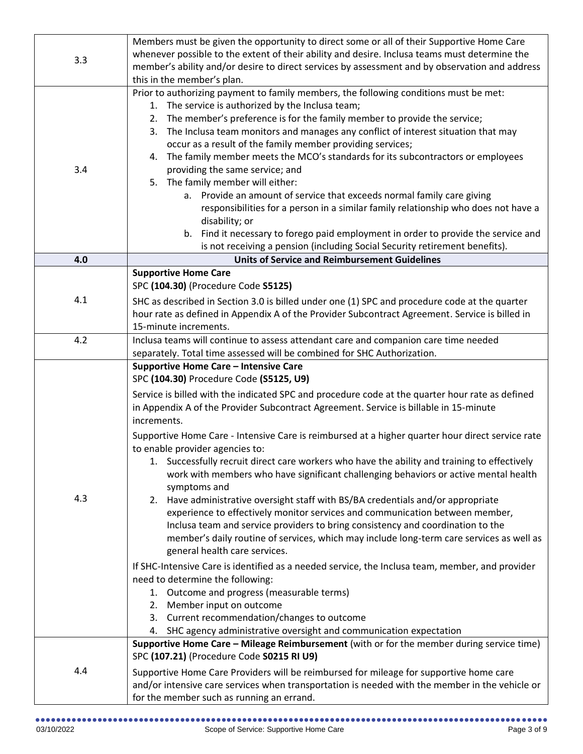| | |
|---|---|
| 3.3 | Members must be given the opportunity to direct some or all of their Supportive Home Care whenever possible to the extent of their ability and desire. Inclusa teams must determine the member's ability and/or desire to direct services by assessment and by observation and address this in the member's plan. |
| 3.4 | Prior to authorizing payment to family members, the following conditions must be met:<br>1. The service is authorized by the Inclusa team;<br>2. The member's preference is for the family member to provide the service;<br>3. The Inclusa team monitors and manages any conflict of interest situation that may occur as a result of the family member providing services;<br>4. The family member meets the MCO's standards for its subcontractors or employees providing the same service; and<br>5. The family member will either:<br>&nbsp;&nbsp;&nbsp;a. Provide an amount of service that exceeds normal family care giving responsibilities for a person in a similar family relationship who does not have a disability; or<br>&nbsp;&nbsp;&nbsp;b. Find it necessary to forego paid employment in order to provide the service and is not receiving a pension (including Social Security retirement benefits). |
| **4.0** | **Units of Service and Reimbursement Guidelines** |
| 4.1 | **Supportive Home Care**<br>SPC **(104.30)** (Procedure Code **S5125**)<br><br>SHC as described in Section 3.0 is billed under one (1) SPC and procedure code at the quarter hour rate as defined in Appendix A of the Provider Subcontract Agreement. Service is billed in 15-minute increments. |
| 4.2 | Inclusa teams will continue to assess attendant care and companion care time needed separately. Total time assessed will be combined for SHC Authorization. |
| 4.3 | **Supportive Home Care – Intensive Care**<br>SPC **(104.30)** Procedure Code **(S5125, U9)**<br><br>Service is billed with the indicated SPC and procedure code at the quarter hour rate as defined in Appendix A of the Provider Subcontract Agreement. Service is billable in 15-minute increments.<br><br>Supportive Home Care - Intensive Care is reimbursed at a higher quarter hour direct service rate to enable provider agencies to:<br>1. Successfully recruit direct care workers who have the ability and training to effectively work with members who have significant challenging behaviors or active mental health symptoms and<br>2. Have administrative oversight staff with BS/BA credentials and/or appropriate experience to effectively monitor services and communication between member, Inclusa team and service providers to bring consistency and coordination to the member's daily routine of services, which may include long-term care services as well as general health care services.<br><br>If SHC-Intensive Care is identified as a needed service, the Inclusa team, member, and provider need to determine the following:<br>1. Outcome and progress (measurable terms)<br>2. Member input on outcome<br>3. Current recommendation/changes to outcome<br>4. SHC agency administrative oversight and communication expectation |
| 4.4 | **Supportive Home Care – Mileage Reimbursement** (with or for the member during service time)<br>SPC **(107.21)** (Procedure Code **S0215 RI U9)**<br><br>Supportive Home Care Providers will be reimbursed for mileage for supportive home care and/or intensive care services when transportation is needed with the member in the vehicle or for the member such as running an errand. |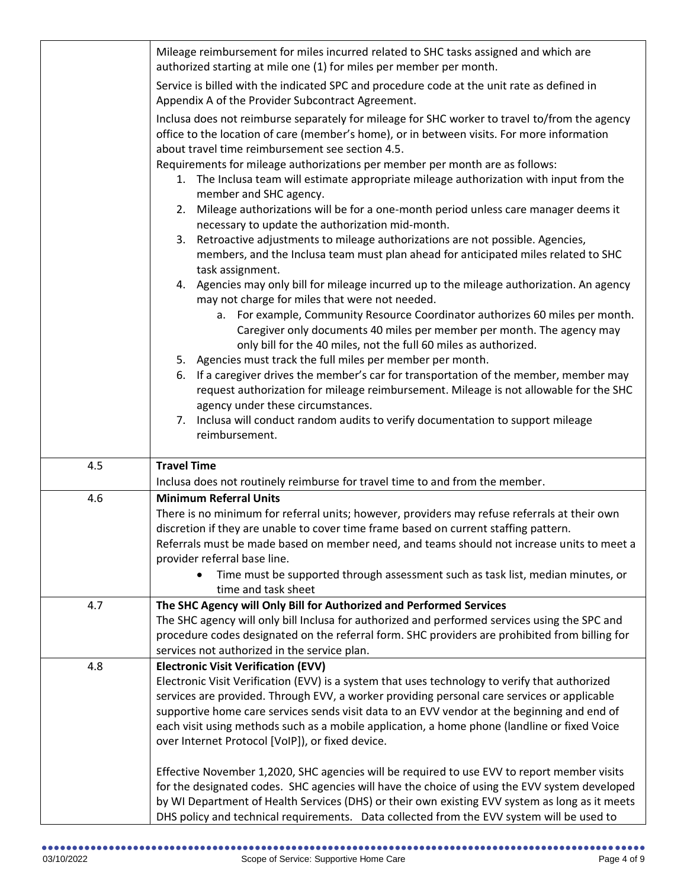| | |
|---|---|
| | Mileage reimbursement for miles incurred related to SHC tasks assigned and which are authorized starting at mile one (1) for miles per member per month.<br><br>Service is billed with the indicated SPC and procedure code at the unit rate as defined in Appendix A of the Provider Subcontract Agreement.<br><br>Inclusa does not reimburse separately for mileage for SHC worker to travel to/from the agency office to the location of care (member's home), or in between visits. For more information about travel time reimbursement see section 4.5.<br>Requirements for mileage authorizations per member per month are as follows:<br>1. The Inclusa team will estimate appropriate mileage authorization with input from the member and SHC agency.<br>2. Mileage authorizations will be for a one-month period unless care manager deems it necessary to update the authorization mid-month.<br>3. Retroactive adjustments to mileage authorizations are not possible. Agencies, members, and the Inclusa team must plan ahead for anticipated miles related to SHC task assignment.<br>4. Agencies may only bill for mileage incurred up to the mileage authorization. An agency may not charge for miles that were not needed.<br>&nbsp;&nbsp;&nbsp;&nbsp;a. For example, Community Resource Coordinator authorizes 60 miles per month. Caregiver only documents 40 miles per member per month. The agency may only bill for the 40 miles, not the full 60 miles as authorized.<br>5. Agencies must track the full miles per member per month.<br>6. If a caregiver drives the member's car for transportation of the member, member may request authorization for mileage reimbursement. Mileage is not allowable for the SHC agency under these circumstances.<br>7. Inclusa will conduct random audits to verify documentation to support mileage reimbursement. |
| 4.5 | **Travel Time**<br>Inclusa does not routinely reimburse for travel time to and from the member. |
| 4.6 | **Minimum Referral Units**<br>There is no minimum for referral units; however, providers may refuse referrals at their own discretion if they are unable to cover time frame based on current staffing pattern.<br>Referrals must be made based on member need, and teams should not increase units to meet a provider referral base line.<br>• Time must be supported through assessment such as task list, median minutes, or time and task sheet |
| 4.7 | **The SHC Agency will Only Bill for Authorized and Performed Services**<br>The SHC agency will only bill Inclusa for authorized and performed services using the SPC and procedure codes designated on the referral form. SHC providers are prohibited from billing for services not authorized in the service plan. |
| 4.8 | **Electronic Visit Verification (EVV)**<br>Electronic Visit Verification (EVV) is a system that uses technology to verify that authorized services are provided. Through EVV, a worker providing personal care services or applicable supportive home care services sends visit data to an EVV vendor at the beginning and end of each visit using methods such as a mobile application, a home phone (landline or fixed Voice over Internet Protocol [VoIP]), or fixed device.<br><br>Effective November 1,2020, SHC agencies will be required to use EVV to report member visits for the designated codes. SHC agencies will have the choice of using the EVV system developed by WI Department of Health Services (DHS) or their own existing EVV system as long as it meets DHS policy and technical requirements. Data collected from the EVV system will be used to |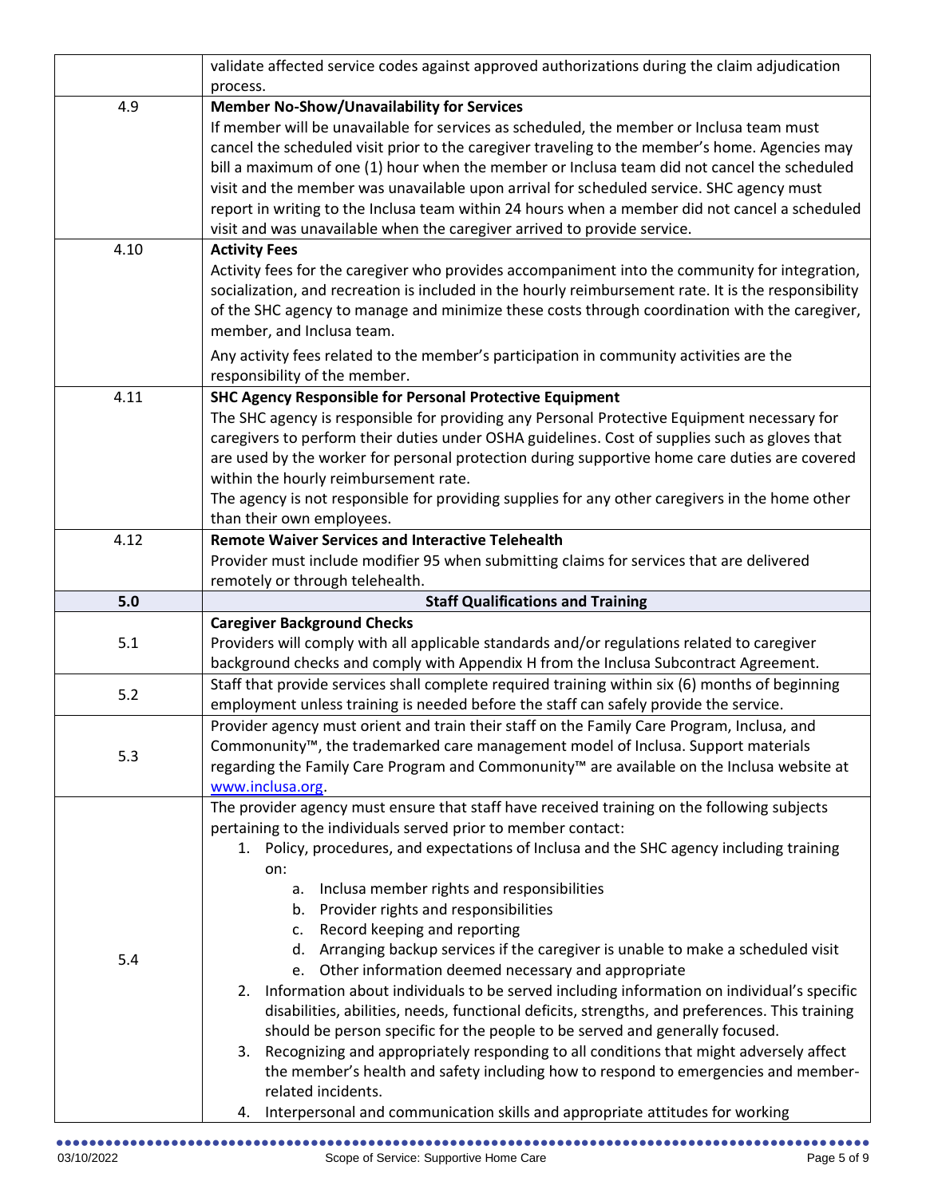| | |
|---|---|
| | validate affected service codes against approved authorizations during the claim adjudication process. |
| 4.9 | **Member No-Show/Unavailability for Services**<br>If member will be unavailable for services as scheduled, the member or Inclusa team must cancel the scheduled visit prior to the caregiver traveling to the member's home. Agencies may bill a maximum of one (1) hour when the member or Inclusa team did not cancel the scheduled visit and the member was unavailable upon arrival for scheduled service. SHC agency must report in writing to the Inclusa team within 24 hours when a member did not cancel a scheduled visit and was unavailable when the caregiver arrived to provide service. |
| 4.10 | **Activity Fees**<br>Activity fees for the caregiver who provides accompaniment into the community for integration, socialization, and recreation is included in the hourly reimbursement rate. It is the responsibility of the SHC agency to manage and minimize these costs through coordination with the caregiver, member, and Inclusa team.<br><br>Any activity fees related to the member's participation in community activities are the responsibility of the member. |
| 4.11 | **SHC Agency Responsible for Personal Protective Equipment**<br>The SHC agency is responsible for providing any Personal Protective Equipment necessary for caregivers to perform their duties under OSHA guidelines. Cost of supplies such as gloves that are used by the worker for personal protection during supportive home care duties are covered within the hourly reimbursement rate.<br>The agency is not responsible for providing supplies for any other caregivers in the home other than their own employees. |
| 4.12 | **Remote Waiver Services and Interactive Telehealth**<br>Provider must include modifier 95 when submitting claims for services that are delivered remotely or through telehealth. |
| **5.0** | **Staff Qualifications and Training** |
| 5.1 | **Caregiver Background Checks**<br>Providers will comply with all applicable standards and/or regulations related to caregiver background checks and comply with Appendix H from the Inclusa Subcontract Agreement. |
| 5.2 | Staff that provide services shall complete required training within six (6) months of beginning employment unless training is needed before the staff can safely provide the service. |
| 5.3 | Provider agency must orient and train their staff on the Family Care Program, Inclusa, and Commonunity™, the trademarked care management model of Inclusa. Support materials regarding the Family Care Program and Commonunity™ are available on the Inclusa website at www.inclusa.org. |
| 5.4 | The provider agency must ensure that staff have received training on the following subjects pertaining to the individuals served prior to member contact:<br>1. Policy, procedures, and expectations of Inclusa and the SHC agency including training on:<br>&nbsp;&nbsp;&nbsp;a. Inclusa member rights and responsibilities<br>&nbsp;&nbsp;&nbsp;b. Provider rights and responsibilities<br>&nbsp;&nbsp;&nbsp;c. Record keeping and reporting<br>&nbsp;&nbsp;&nbsp;d. Arranging backup services if the caregiver is unable to make a scheduled visit<br>&nbsp;&nbsp;&nbsp;e. Other information deemed necessary and appropriate<br>2. Information about individuals to be served including information on individual's specific disabilities, abilities, needs, functional deficits, strengths, and preferences. This training should be person specific for the people to be served and generally focused.<br>3. Recognizing and appropriately responding to all conditions that might adversely affect the member's health and safety including how to respond to emergencies and member-related incidents.<br>4. Interpersonal and communication skills and appropriate attitudes for working |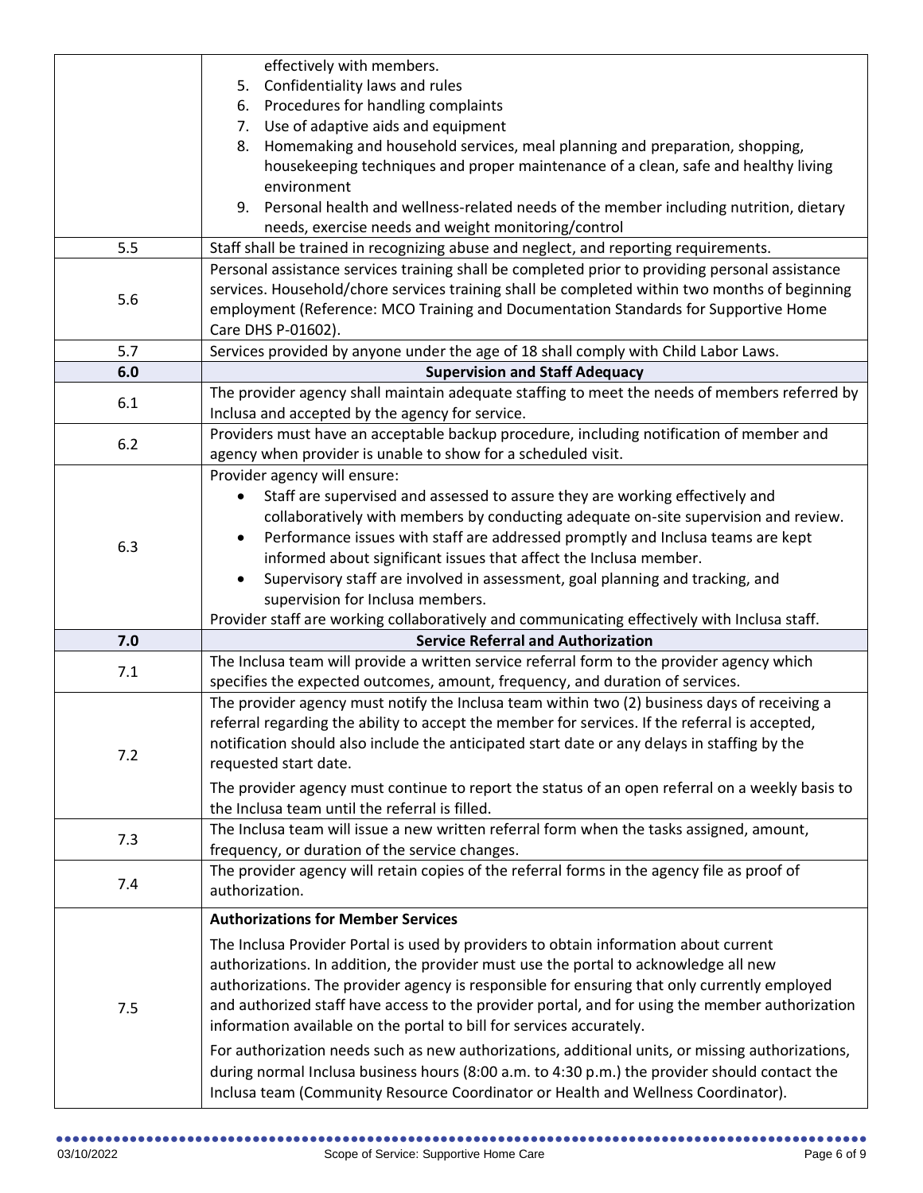| | |
|---|---|
| | effectively with members.<br>5. Confidentiality laws and rules<br>6. Procedures for handling complaints<br>7. Use of adaptive aids and equipment<br>8. Homemaking and household services, meal planning and preparation, shopping, housekeeping techniques and proper maintenance of a clean, safe and healthy living environment<br>9. Personal health and wellness-related needs of the member including nutrition, dietary needs, exercise needs and weight monitoring/control |
| 5.5 | Staff shall be trained in recognizing abuse and neglect, and reporting requirements. |
| 5.6 | Personal assistance services training shall be completed prior to providing personal assistance services. Household/chore services training shall be completed within two months of beginning employment (Reference: MCO Training and Documentation Standards for Supportive Home Care DHS P-01602). |
| 5.7 | Services provided by anyone under the age of 18 shall comply with Child Labor Laws. |
| **6.0** | **Supervision and Staff Adequacy** |
| 6.1 | The provider agency shall maintain adequate staffing to meet the needs of members referred by Inclusa and accepted by the agency for service. |
| 6.2 | Providers must have an acceptable backup procedure, including notification of member and agency when provider is unable to show for a scheduled visit. |
| 6.3 | Provider agency will ensure:<br>• Staff are supervised and assessed to assure they are working effectively and collaboratively with members by conducting adequate on-site supervision and review.<br>• Performance issues with staff are addressed promptly and Inclusa teams are kept informed about significant issues that affect the Inclusa member.<br>• Supervisory staff are involved in assessment, goal planning and tracking, and supervision for Inclusa members.<br>Provider staff are working collaboratively and communicating effectively with Inclusa staff. |
| **7.0** | **Service Referral and Authorization** |
| 7.1 | The Inclusa team will provide a written service referral form to the provider agency which specifies the expected outcomes, amount, frequency, and duration of services. |
| 7.2 | The provider agency must notify the Inclusa team within two (2) business days of receiving a referral regarding the ability to accept the member for services. If the referral is accepted, notification should also include the anticipated start date or any delays in staffing by the requested start date.<br><br>The provider agency must continue to report the status of an open referral on a weekly basis to the Inclusa team until the referral is filled. |
| 7.3 | The Inclusa team will issue a new written referral form when the tasks assigned, amount, frequency, or duration of the service changes. |
| 7.4 | The provider agency will retain copies of the referral forms in the agency file as proof of authorization. |
| 7.5 | **Authorizations for Member Services**<br><br>The Inclusa Provider Portal is used by providers to obtain information about current authorizations. In addition, the provider must use the portal to acknowledge all new authorizations. The provider agency is responsible for ensuring that only currently employed and authorized staff have access to the provider portal, and for using the member authorization information available on the portal to bill for services accurately.<br><br>For authorization needs such as new authorizations, additional units, or missing authorizations, during normal Inclusa business hours (8:00 a.m. to 4:30 p.m.) the provider should contact the Inclusa team (Community Resource Coordinator or Health and Wellness Coordinator). |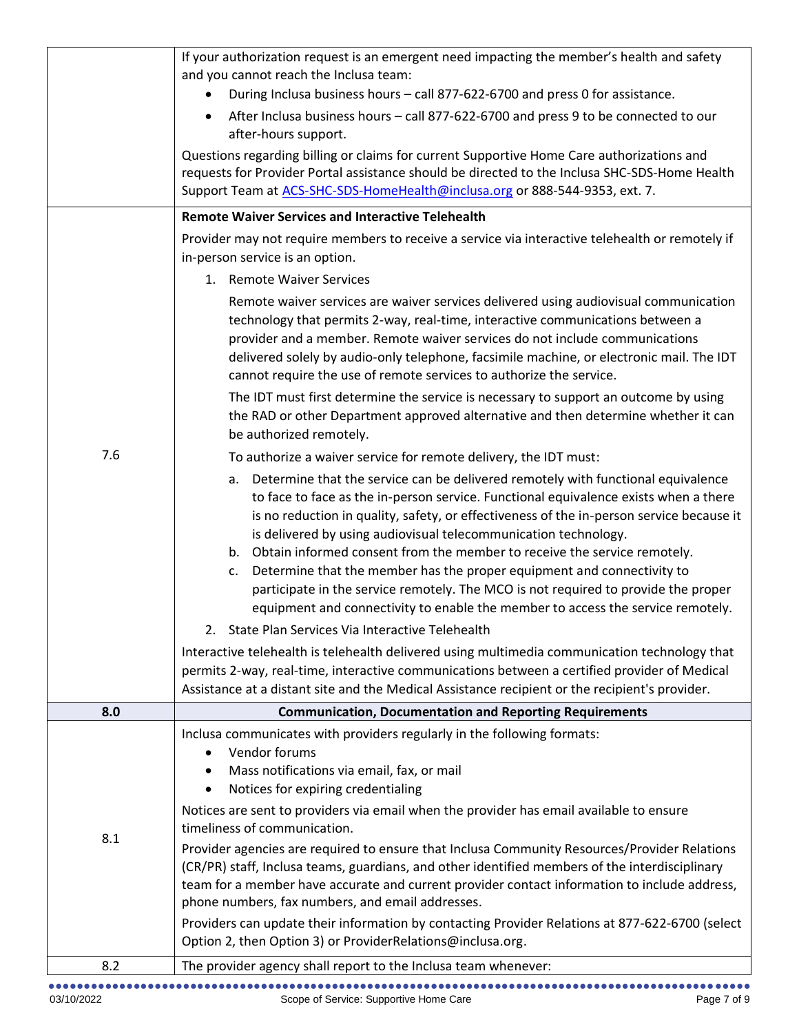| | |
|---|---|
| | If your authorization request is an emergent need impacting the member's health and safety and you cannot reach the Inclusa team:<br>• During Inclusa business hours – call 877-622-6700 and press 0 for assistance.<br>• After Inclusa business hours – call 877-622-6700 and press 9 to be connected to our after-hours support.<br><br>Questions regarding billing or claims for current Supportive Home Care authorizations and requests for Provider Portal assistance should be directed to the Inclusa SHC-SDS-Home Health Support Team at ACS-SHC-SDS-HomeHealth@inclusa.org or 888-544-9353, ext. 7. |
| 7.6 | **Remote Waiver Services and Interactive Telehealth**<br><br>Provider may not require members to receive a service via interactive telehealth or remotely if in-person service is an option.<br><br>1. Remote Waiver Services<br><br>Remote waiver services are waiver services delivered using audiovisual communication technology that permits 2-way, real-time, interactive communications between a provider and a member. Remote waiver services do not include communications delivered solely by audio-only telephone, facsimile machine, or electronic mail. The IDT cannot require the use of remote services to authorize the service.<br><br>The IDT must first determine the service is necessary to support an outcome by using the RAD or other Department approved alternative and then determine whether it can be authorized remotely.<br><br>To authorize a waiver service for remote delivery, the IDT must:<br><br>a. Determine that the service can be delivered remotely with functional equivalence to face to face as the in-person service. Functional equivalence exists when a there is no reduction in quality, safety, or effectiveness of the in-person service because it is delivered by using audiovisual telecommunication technology.<br>b. Obtain informed consent from the member to receive the service remotely.<br>c. Determine that the member has the proper equipment and connectivity to participate in the service remotely. The MCO is not required to provide the proper equipment and connectivity to enable the member to access the service remotely.<br><br>2. State Plan Services Via Interactive Telehealth<br><br>Interactive telehealth is telehealth delivered using multimedia communication technology that permits 2-way, real-time, interactive communications between a certified provider of Medical Assistance at a distant site and the Medical Assistance recipient or the recipient's provider. |
| **8.0** | **Communication, Documentation and Reporting Requirements** |
| 8.1 | Inclusa communicates with providers regularly in the following formats:<br>• Vendor forums<br>• Mass notifications via email, fax, or mail<br>• Notices for expiring credentialing<br><br>Notices are sent to providers via email when the provider has email available to ensure timeliness of communication.<br><br>Provider agencies are required to ensure that Inclusa Community Resources/Provider Relations (CR/PR) staff, Inclusa teams, guardians, and other identified members of the interdisciplinary team for a member have accurate and current provider contact information to include address, phone numbers, fax numbers, and email addresses.<br><br>Providers can update their information by contacting Provider Relations at 877-622-6700 (select Option 2, then Option 3) or ProviderRelations@inclusa.org. |
| 8.2 | The provider agency shall report to the Inclusa team whenever: |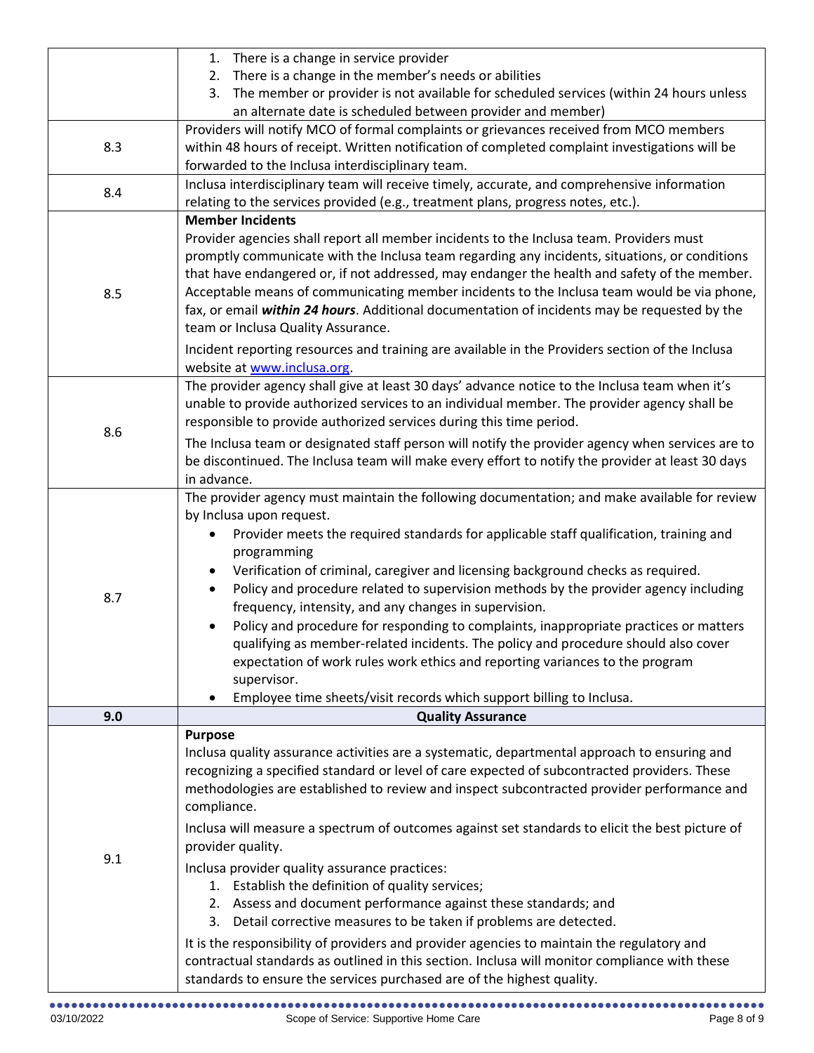| | |
|---|---|
| | 1. There is a change in service provider<br>2. There is a change in the member's needs or abilities<br>3. The member or provider is not available for scheduled services (within 24 hours unless an alternate date is scheduled between provider and member) |
| 8.3 | Providers will notify MCO of formal complaints or grievances received from MCO members within 48 hours of receipt. Written notification of completed complaint investigations will be forwarded to the Inclusa interdisciplinary team. |
| 8.4 | Inclusa interdisciplinary team will receive timely, accurate, and comprehensive information relating to the services provided (e.g., treatment plans, progress notes, etc.). |
| 8.5 | **Member Incidents**<br>Provider agencies shall report all member incidents to the Inclusa team. Providers must promptly communicate with the Inclusa team regarding any incidents, situations, or conditions that have endangered or, if not addressed, may endanger the health and safety of the member. Acceptable means of communicating member incidents to the Inclusa team would be via phone, fax, or email ***within 24 hours***. Additional documentation of incidents may be requested by the team or Inclusa Quality Assurance.<br><br>Incident reporting resources and training are available in the Providers section of the Inclusa website at www.inclusa.org. |
| 8.6 | The provider agency shall give at least 30 days' advance notice to the Inclusa team when it's unable to provide authorized services to an individual member. The provider agency shall be responsible to provide authorized services during this time period.<br><br>The Inclusa team or designated staff person will notify the provider agency when services are to be discontinued. The Inclusa team will make every effort to notify the provider at least 30 days in advance. |
| 8.7 | The provider agency must maintain the following documentation; and make available for review by Inclusa upon request.<br>• Provider meets the required standards for applicable staff qualification, training and programming<br>• Verification of criminal, caregiver and licensing background checks as required.<br>• Policy and procedure related to supervision methods by the provider agency including frequency, intensity, and any changes in supervision.<br>• Policy and procedure for responding to complaints, inappropriate practices or matters qualifying as member-related incidents. The policy and procedure should also cover expectation of work rules work ethics and reporting variances to the program supervisor.<br>• Employee time sheets/visit records which support billing to Inclusa. |
| **9.0** | **Quality Assurance** |
| 9.1 | **Purpose**<br>Inclusa quality assurance activities are a systematic, departmental approach to ensuring and recognizing a specified standard or level of care expected of subcontracted providers. These methodologies are established to review and inspect subcontracted provider performance and compliance.<br><br>Inclusa will measure a spectrum of outcomes against set standards to elicit the best picture of provider quality.<br><br>Inclusa provider quality assurance practices:<br>1. Establish the definition of quality services;<br>2. Assess and document performance against these standards; and<br>3. Detail corrective measures to be taken if problems are detected.<br><br>It is the responsibility of providers and provider agencies to maintain the regulatory and contractual standards as outlined in this section. Inclusa will monitor compliance with these standards to ensure the services purchased are of the highest quality. |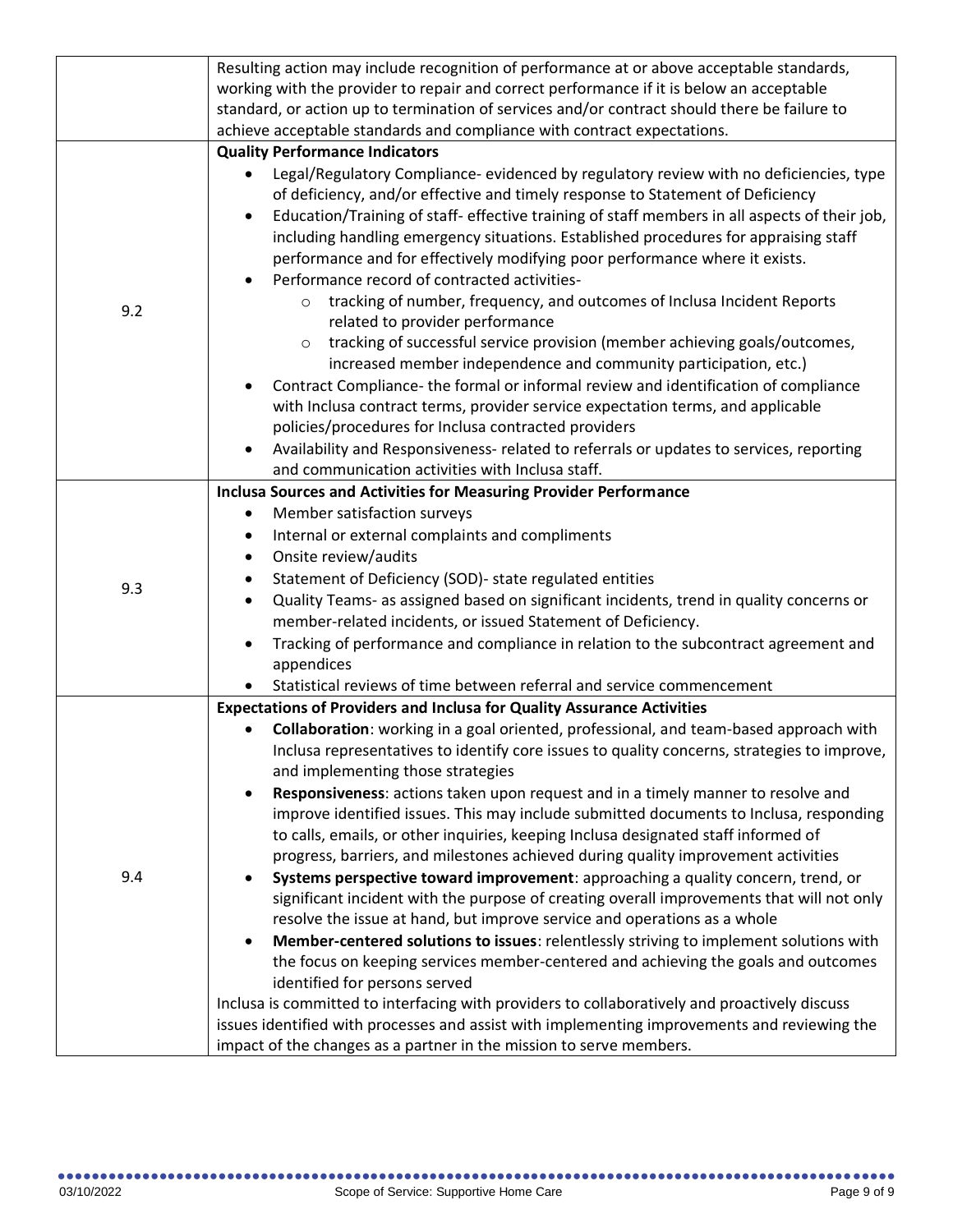| | |
|---|---|
| | Resulting action may include recognition of performance at or above acceptable standards, working with the provider to repair and correct performance if it is below an acceptable standard, or action up to termination of services and/or contract should there be failure to achieve acceptable standards and compliance with contract expectations. |
| 9.2 | **Quality Performance Indicators**<br>• Legal/Regulatory Compliance- evidenced by regulatory review with no deficiencies, type of deficiency, and/or effective and timely response to Statement of Deficiency<br>• Education/Training of staff- effective training of staff members in all aspects of their job, including handling emergency situations. Established procedures for appraising staff performance and for effectively modifying poor performance where it exists.<br>• Performance record of contracted activities-<br>&nbsp;&nbsp;&nbsp;&nbsp;○ tracking of number, frequency, and outcomes of Inclusa Incident Reports related to provider performance<br>&nbsp;&nbsp;&nbsp;&nbsp;○ tracking of successful service provision (member achieving goals/outcomes, increased member independence and community participation, etc.)<br>• Contract Compliance- the formal or informal review and identification of compliance with Inclusa contract terms, provider service expectation terms, and applicable policies/procedures for Inclusa contracted providers<br>• Availability and Responsiveness- related to referrals or updates to services, reporting and communication activities with Inclusa staff. |
| 9.3 | **Inclusa Sources and Activities for Measuring Provider Performance**<br>• Member satisfaction surveys<br>• Internal or external complaints and compliments<br>• Onsite review/audits<br>• Statement of Deficiency (SOD)- state regulated entities<br>• Quality Teams- as assigned based on significant incidents, trend in quality concerns or member-related incidents, or issued Statement of Deficiency.<br>• Tracking of performance and compliance in relation to the subcontract agreement and appendices<br>• Statistical reviews of time between referral and service commencement |
| 9.4 | **Expectations of Providers and Inclusa for Quality Assurance Activities**<br>• **Collaboration**: working in a goal oriented, professional, and team-based approach with Inclusa representatives to identify core issues to quality concerns, strategies to improve, and implementing those strategies<br>• **Responsiveness**: actions taken upon request and in a timely manner to resolve and improve identified issues. This may include submitted documents to Inclusa, responding to calls, emails, or other inquiries, keeping Inclusa designated staff informed of progress, barriers, and milestones achieved during quality improvement activities<br>• **Systems perspective toward improvement**: approaching a quality concern, trend, or significant incident with the purpose of creating overall improvements that will not only resolve the issue at hand, but improve service and operations as a whole<br>• **Member-centered solutions to issues**: relentlessly striving to implement solutions with the focus on keeping services member-centered and achieving the goals and outcomes identified for persons served<br>Inclusa is committed to interfacing with providers to collaboratively and proactively discuss issues identified with processes and assist with implementing improvements and reviewing the impact of the changes as a partner in the mission to serve members. |